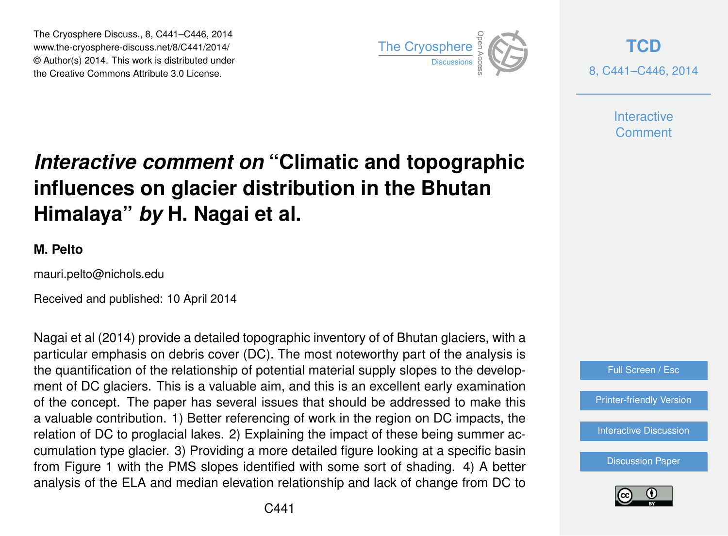# *Interactive comment on* "Climatic and topographic influences on glacier distribution in the Bhutan Himalaya" *by* H. Nagai et al.

**M. Pelto**

mauri.pelto@nichols.edu

Received and published: 10 April 2014

Nagai et al (2014) provide a detailed topographic inventory of of Bhutan glaciers, with a particular emphasis on debris cover (DC). The most noteworthy part of the analysis is the quantification of the relationship of potential material supply slopes to the development of DC glaciers. This is a valuable aim, and this is an excellent early examination of the concept. The paper has several issues that should be addressed to make this a valuable contribution. 1) Better referencing of work in the region on DC impacts, the relation of DC to proglacial lakes. 2) Explaining the impact of these being summer accumulation type glacier. 3) Providing a more detailed figure looking at a specific basin from Figure 1 with the PMS slopes identified with some sort of shading. 4) A better analysis of the ELA and median elevation relationship and lack of change from DC to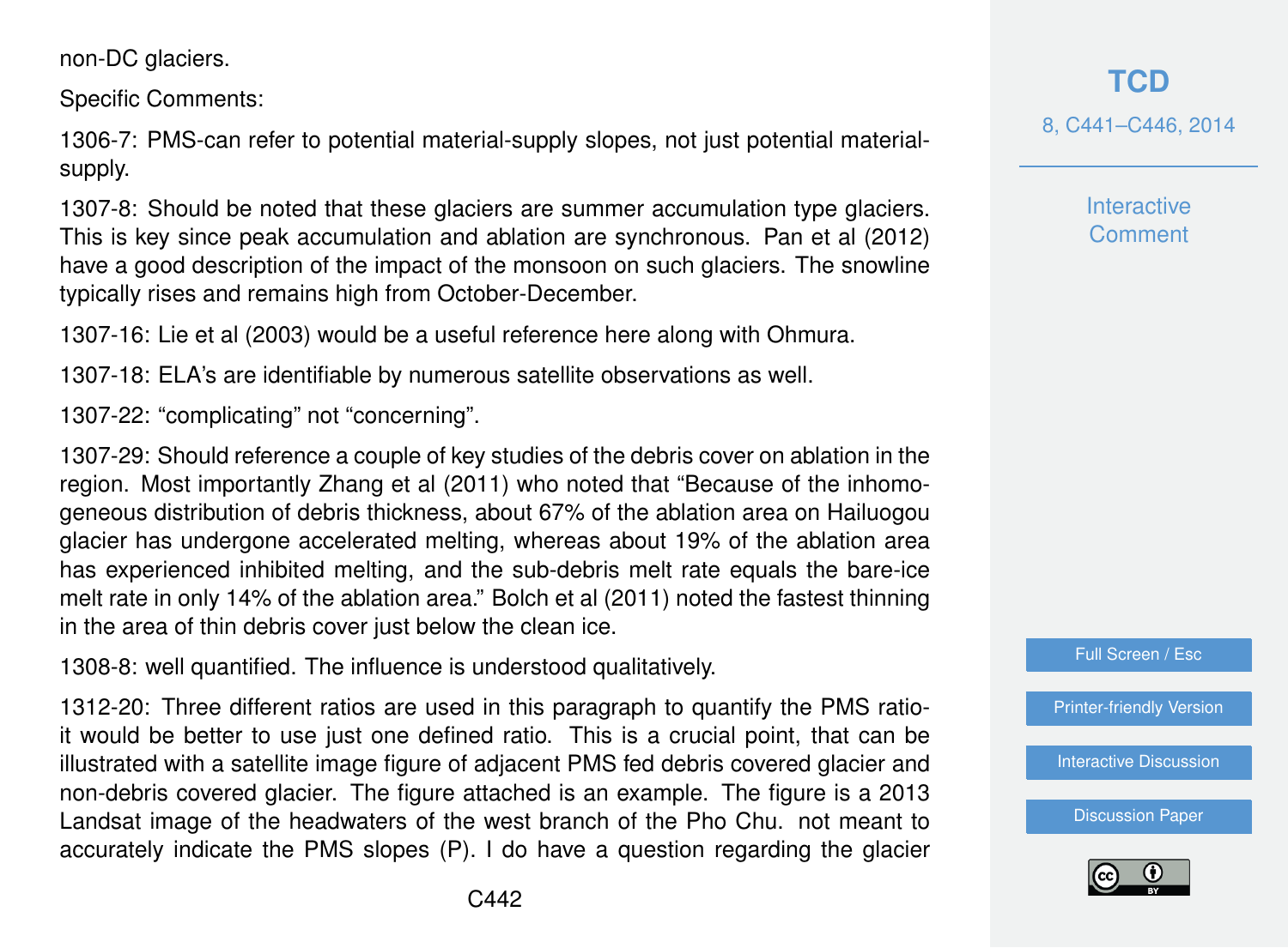non-DC glaciers.

Specific Comments:

1306-7: PMS-can refer to potential material-supply slopes, not just potential material-supply.

1307-8: Should be noted that these glaciers are summer accumulation type glaciers. This is key since peak accumulation and ablation are synchronous. Pan et al (2012) have a good description of the impact of the monsoon on such glaciers. The snowline typically rises and remains high from October-December.

1307-16: Lie et al (2003) would be a useful reference here along with Ohmura.

1307-18: ELA's are identifiable by numerous satellite observations as well.

1307-22: "complicating" not "concerning".

1307-29: Should reference a couple of key studies of the debris cover on ablation in the region. Most importantly Zhang et al (2011) who noted that "Because of the inhomogeneous distribution of debris thickness, about 67% of the ablation area on Hailuogou glacier has undergone accelerated melting, whereas about 19% of the ablation area has experienced inhibited melting, and the sub-debris melt rate equals the bare-ice melt rate in only 14% of the ablation area." Bolch et al (2011) noted the fastest thinning in the area of thin debris cover just below the clean ice.

1308-8: well quantified. The influence is understood qualitatively.

1312-20: Three different ratios are used in this paragraph to quantify the PMS ratio-it would be better to use just one defined ratio. This is a crucial point, that can be illustrated with a satellite image figure of adjacent PMS fed debris covered glacier and non-debris covered glacier. The figure attached is an example. The figure is a 2013 Landsat image of the headwaters of the west branch of the Pho Chu. not meant to accurately indicate the PMS slopes (P). I do have a question regarding the glacier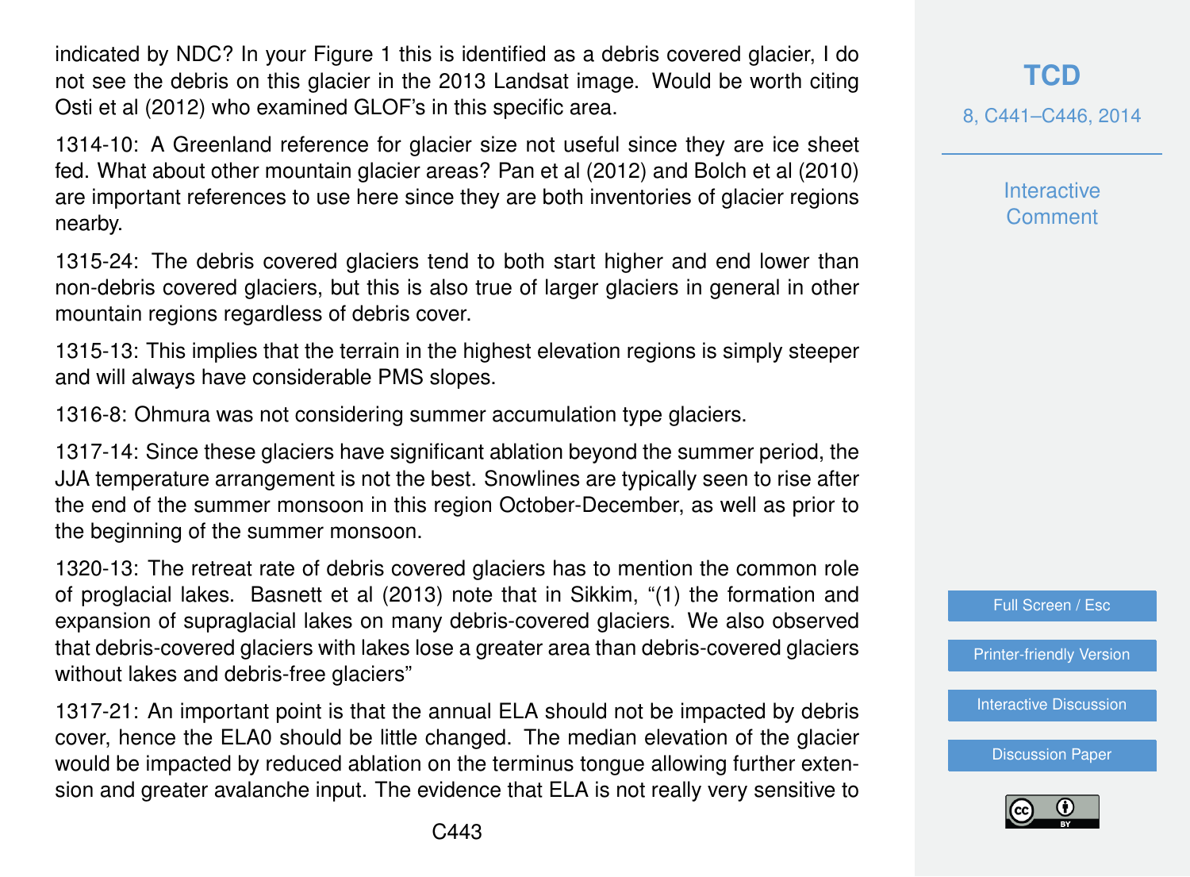indicated by NDC? In your Figure 1 this is identified as a debris covered glacier, I do not see the debris on this glacier in the 2013 Landsat image. Would be worth citing Osti et al (2012) who examined GLOF's in this specific area.

1314-10: A Greenland reference for glacier size not useful since they are ice sheet fed. What about other mountain glacier areas? Pan et al (2012) and Bolch et al (2010) are important references to use here since they are both inventories of glacier regions nearby.

1315-24: The debris covered glaciers tend to both start higher and end lower than non-debris covered glaciers, but this is also true of larger glaciers in general in other mountain regions regardless of debris cover.

1315-13: This implies that the terrain in the highest elevation regions is simply steeper and will always have considerable PMS slopes.

1316-8: Ohmura was not considering summer accumulation type glaciers.

1317-14: Since these glaciers have significant ablation beyond the summer period, the JJA temperature arrangement is not the best. Snowlines are typically seen to rise after the end of the summer monsoon in this region October-December, as well as prior to the beginning of the summer monsoon.

1320-13: The retreat rate of debris covered glaciers has to mention the common role of proglacial lakes. Basnett et al (2013) note that in Sikkim, "(1) the formation and expansion of supraglacial lakes on many debris-covered glaciers. We also observed that debris-covered glaciers with lakes lose a greater area than debris-covered glaciers without lakes and debris-free glaciers"

1317-21: An important point is that the annual ELA should not be impacted by debris cover, hence the ELA0 should be little changed. The median elevation of the glacier would be impacted by reduced ablation on the terminus tongue allowing further extension and greater avalanche input. The evidence that ELA is not really very sensitive to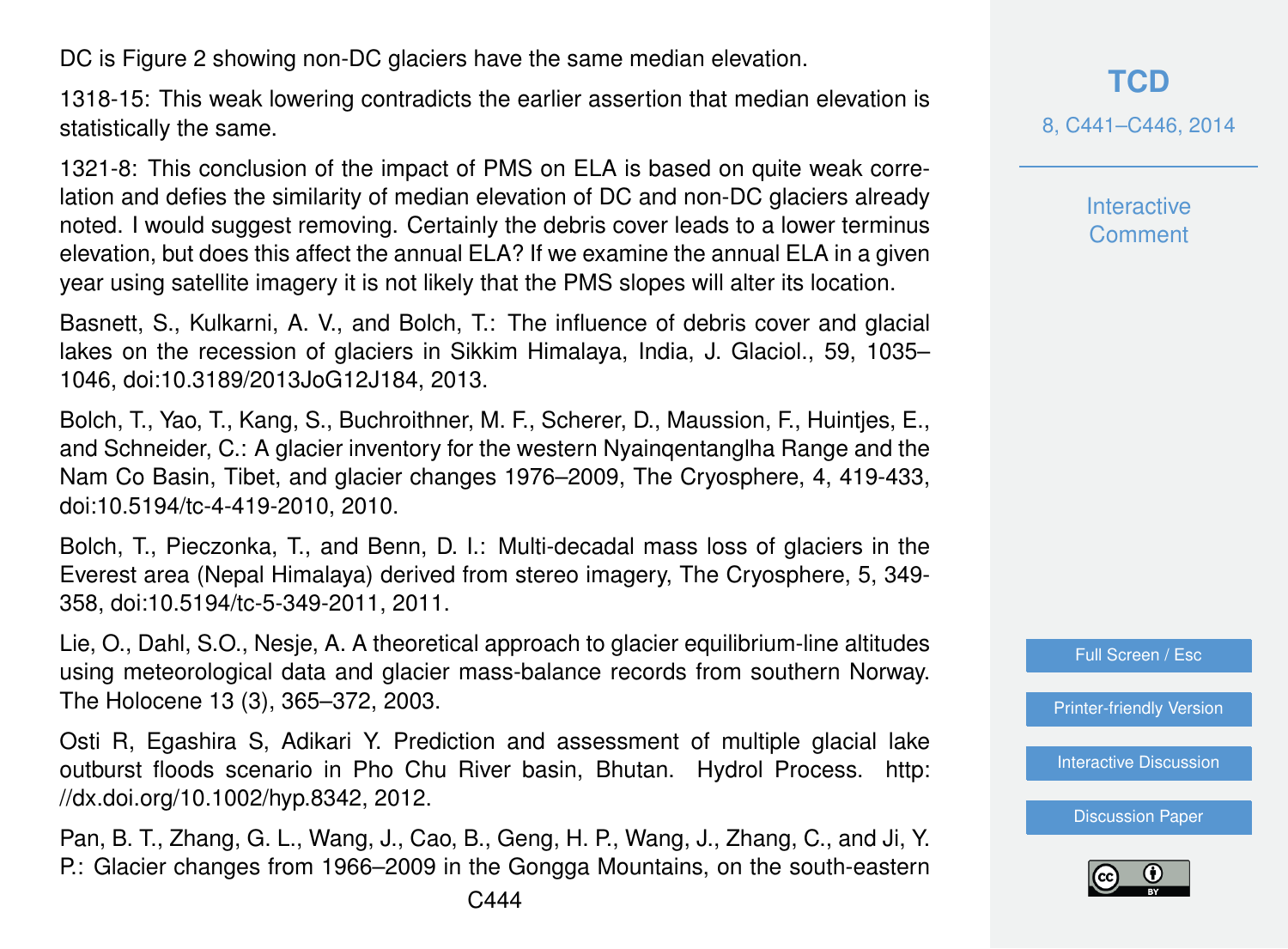DC is Figure 2 showing non-DC glaciers have the same median elevation.

1318-15: This weak lowering contradicts the earlier assertion that median elevation is statistically the same.

1321-8: This conclusion of the impact of PMS on ELA is based on quite weak correlation and defies the similarity of median elevation of DC and non-DC glaciers already noted. I would suggest removing. Certainly the debris cover leads to a lower terminus elevation, but does this affect the annual ELA? If we examine the annual ELA in a given year using satellite imagery it is not likely that the PMS slopes will alter its location.

Basnett, S., Kulkarni, A. V., and Bolch, T.: The influence of debris cover and glacial lakes on the recession of glaciers in Sikkim Himalaya, India, J. Glaciol., 59, 1035–1046, doi:10.3189/2013JoG12J184, 2013.

Bolch, T., Yao, T., Kang, S., Buchroithner, M. F., Scherer, D., Maussion, F., Huintjes, E., and Schneider, C.: A glacier inventory for the western Nyainqentanglha Range and the Nam Co Basin, Tibet, and glacier changes 1976–2009, The Cryosphere, 4, 419-433, doi:10.5194/tc-4-419-2010, 2010.

Bolch, T., Pieczonka, T., and Benn, D. I.: Multi-decadal mass loss of glaciers in the Everest area (Nepal Himalaya) derived from stereo imagery, The Cryosphere, 5, 349-358, doi:10.5194/tc-5-349-2011, 2011.

Lie, O., Dahl, S.O., Nesje, A. A theoretical approach to glacier equilibrium-line altitudes using meteorological data and glacier mass-balance records from southern Norway. The Holocene 13 (3), 365–372, 2003.

Osti R, Egashira S, Adikari Y. Prediction and assessment of multiple glacial lake outburst floods scenario in Pho Chu River basin, Bhutan. Hydrol Process. http://dx.doi.org/10.1002/hyp.8342, 2012.

Pan, B. T., Zhang, G. L., Wang, J., Cao, B., Geng, H. P., Wang, J., Zhang, C., and Ji, Y. P.: Glacier changes from 1966–2009 in the Gongga Mountains, on the south-eastern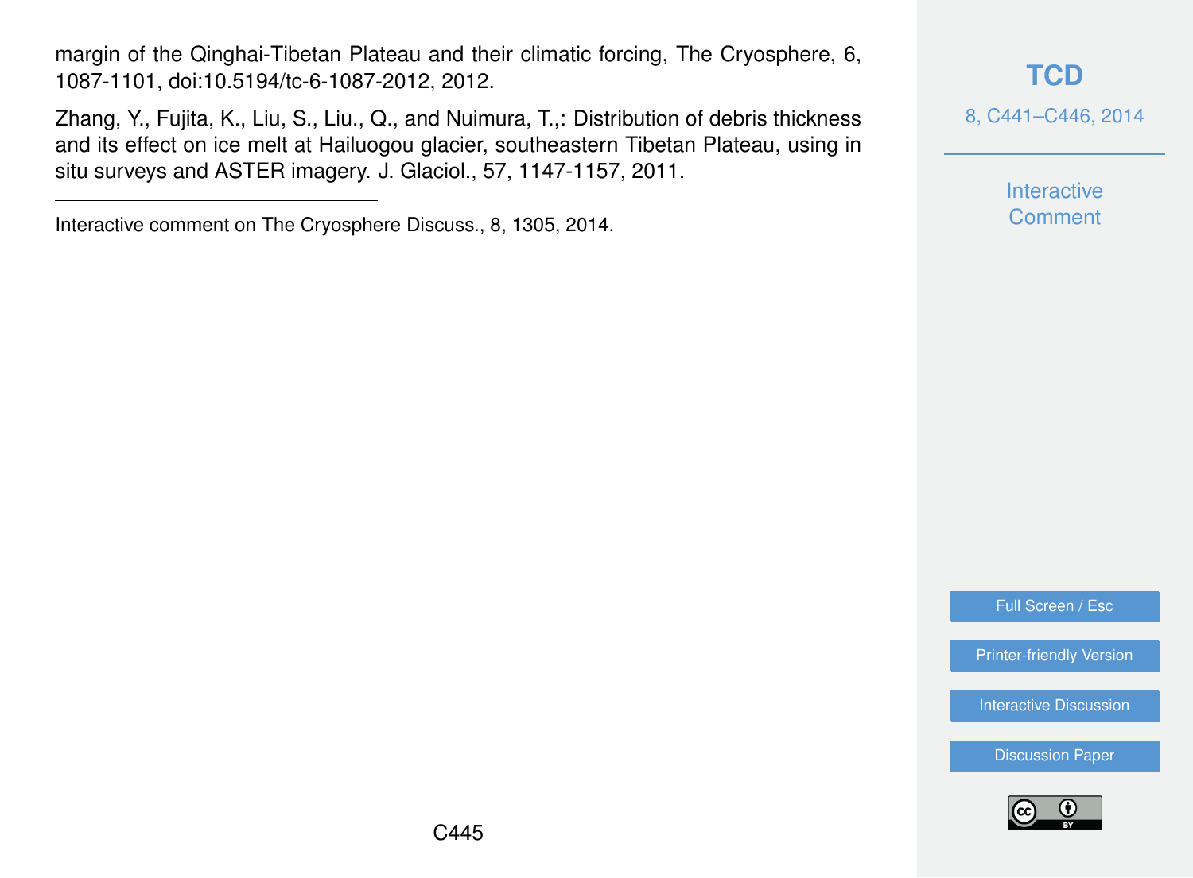margin of the Qinghai-Tibetan Plateau and their climatic forcing, The Cryosphere, 6, 1087-1101, doi:10.5194/tc-6-1087-2012, 2012.

Zhang, Y., Fujita, K., Liu, S., Liu., Q., and Nuimura, T.,: Distribution of debris thickness and its effect on ice melt at Hailuogou glacier, southeastern Tibetan Plateau, using in situ surveys and ASTER imagery. J. Glaciol., 57, 1147-1157, 2011.

---

Interactive comment on The Cryosphere Discuss., 8, 1305, 2014.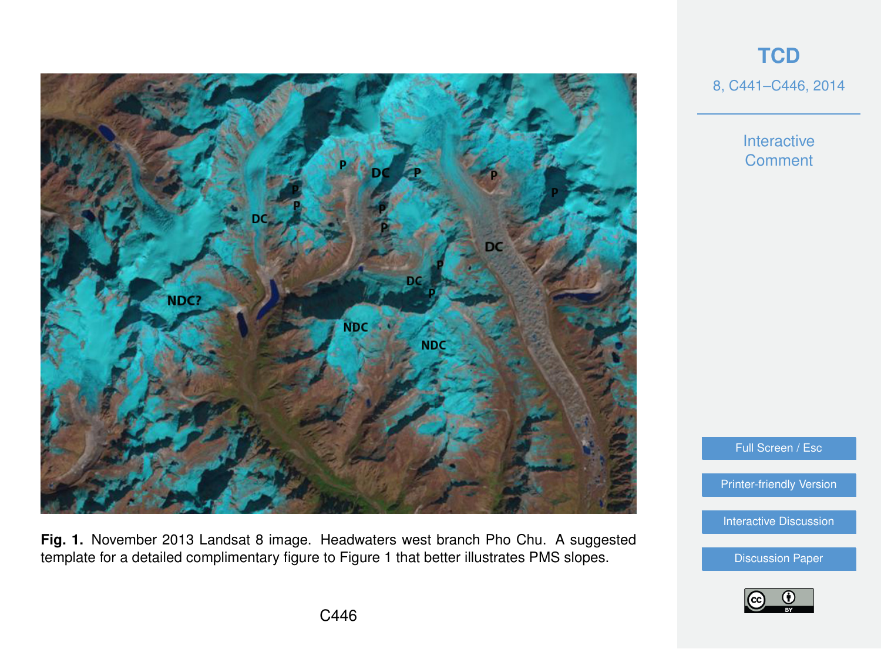P

DC

P

P

P

P

DC

P

P

DC

P

DC

P

P

NDC?

NDC

NDC

**Fig. 1.** November 2013 Landsat 8 image. Headwaters west branch Pho Chu. A suggested template for a detailed complimentary figure to Figure 1 that better illustrates PMS slopes.